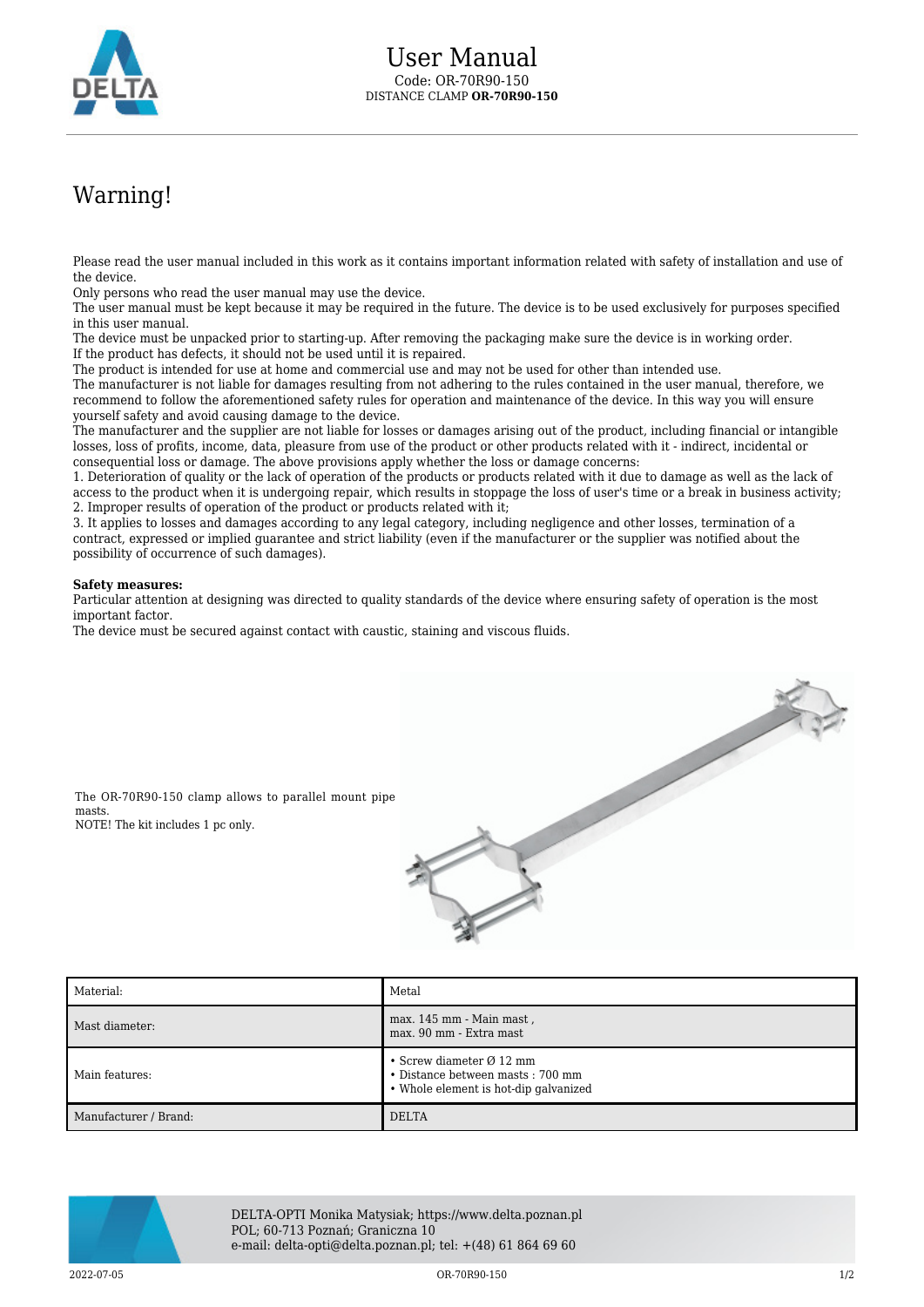# User Manual

Code: OR-70R90-150
DISTANCE CLAMP **OR-70R90-150**

## Warning!

Please read the user manual included in this work as it contains important information related with safety of installation and use of the device.
Only persons who read the user manual may use the device.
The user manual must be kept because it may be required in the future. The device is to be used exclusively for purposes specified in this user manual.
The device must be unpacked prior to starting-up. After removing the packaging make sure the device is in working order.
If the product has defects, it should not be used until it is repaired.
The product is intended for use at home and commercial use and may not be used for other than intended use.
The manufacturer is not liable for damages resulting from not adhering to the rules contained in the user manual, therefore, we recommend to follow the aforementioned safety rules for operation and maintenance of the device. In this way you will ensure yourself safety and avoid causing damage to the device.
The manufacturer and the supplier are not liable for losses or damages arising out of the product, including financial or intangible losses, loss of profits, income, data, pleasure from use of the product or other products related with it - indirect, incidental or consequential loss or damage. The above provisions apply whether the loss or damage concerns:
1. Deterioration of quality or the lack of operation of the products or products related with it due to damage as well as the lack of access to the product when it is undergoing repair, which results in stoppage the loss of user's time or a break in business activity;
2. Improper results of operation of the product or products related with it;
3. It applies to losses and damages according to any legal category, including negligence and other losses, termination of a contract, expressed or implied guarantee and strict liability (even if the manufacturer or the supplier was notified about the possibility of occurrence of such damages).

**Safety measures:**
Particular attention at designing was directed to quality standards of the device where ensuring safety of operation is the most important factor.
The device must be secured against contact with caustic, staining and viscous fluids.

The OR-70R90-150 clamp allows to parallel mount pipe masts.
NOTE! The kit includes 1 pc only.

| | |
|---|---|
| Material: | Metal |
| Mast diameter: | max. 145 mm - Main mast , max. 90 mm - Extra mast |
| Main features: | • Screw diameter Ø 12 mm<br>• Distance between masts : 700 mm<br>• Whole element is hot-dip galvanized |
| Manufacturer / Brand: | DELTA |

DELTA-OPTI Monika Matysiak; https://www.delta.poznan.pl
POL; 60-713 Poznań; Graniczna 10
e-mail: delta-opti@delta.poznan.pl; tel: +(48) 61 864 69 60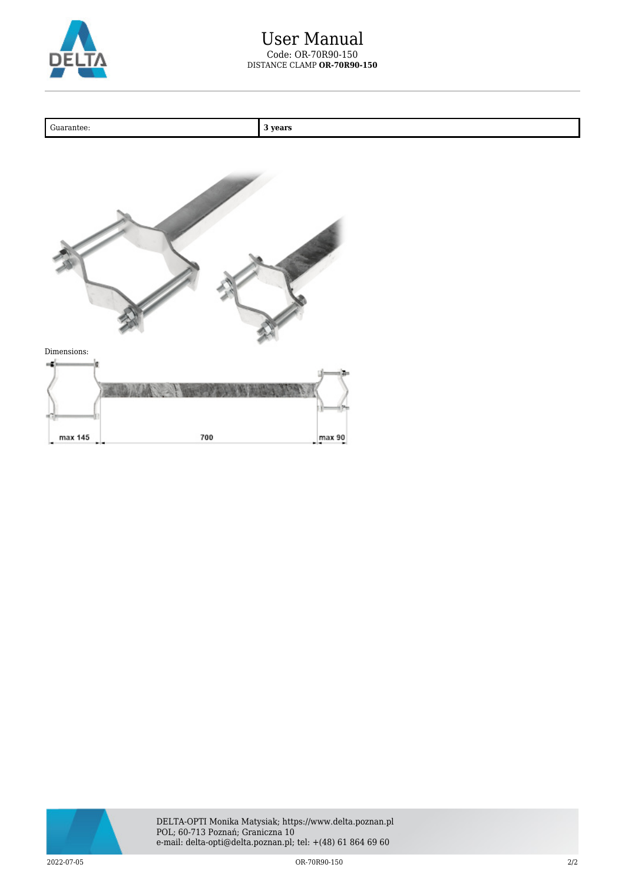| Guarantee: | 3 years |
| --- | --- |

Dimensions:

max 145

700

max 90

DELTA-OPTI Monika Matysiak; https://www.delta.poznan.pl
POL; 60-713 Poznań; Graniczna 10
e-mail: delta-opti@delta.poznan.pl; tel: +(48) 61 864 69 60